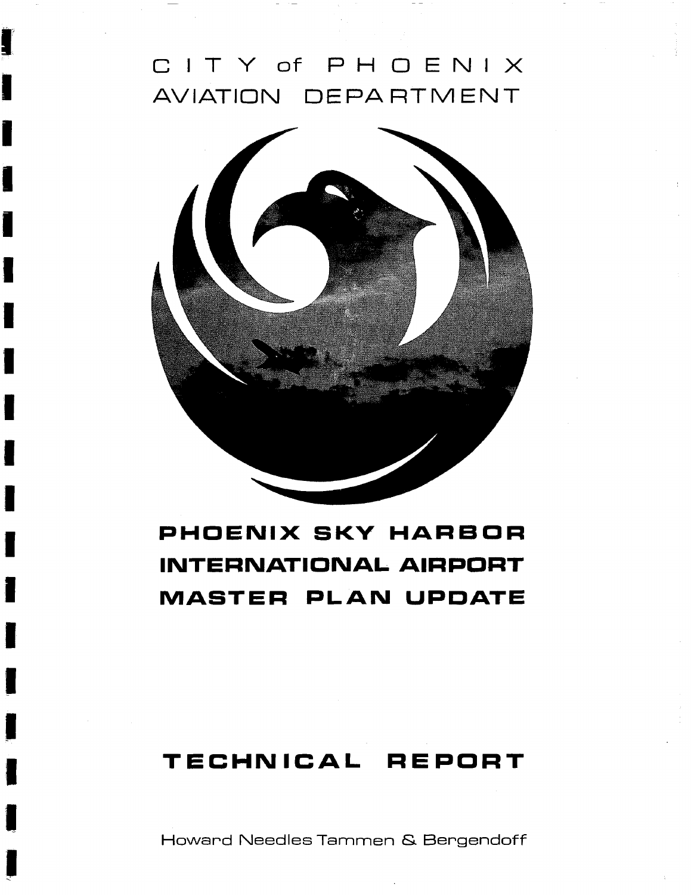# CITY of PHOENIX
# AVIATION DEPARTMENT

# PHOENIX SKY HARBOR INTERNATIONAL AIRPORT MASTER PLAN UPDATE

# TECHNICAL REPORT

Howard Needles Tammen & Bergendoff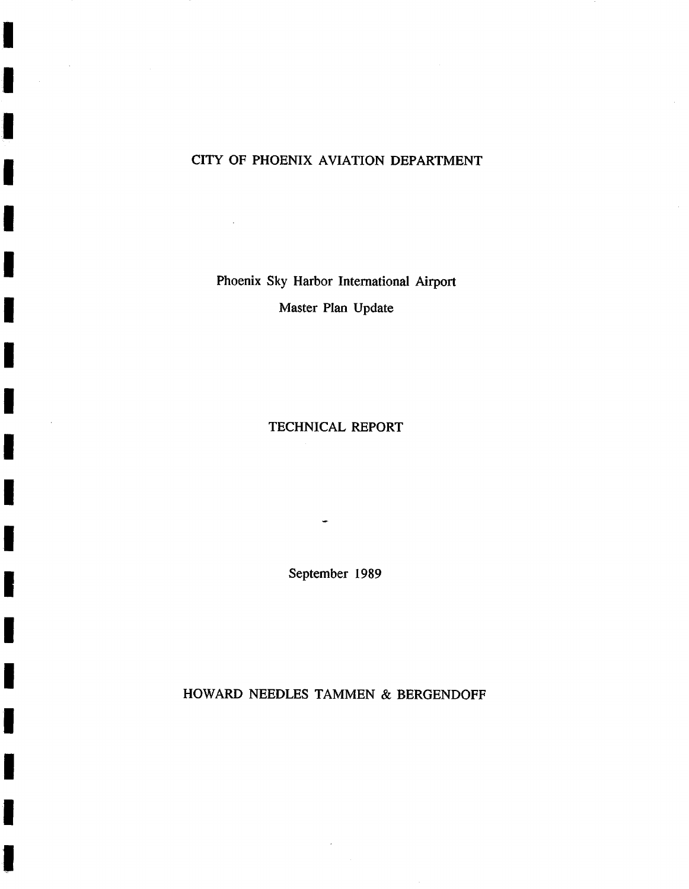# CITY OF PHOENIX AVIATION DEPARTMENT

## Phoenix Sky Harbor International Airport

## Master Plan Update

## TECHNICAL REPORT

September 1989

HOWARD NEEDLES TAMMEN & BERGENDOFF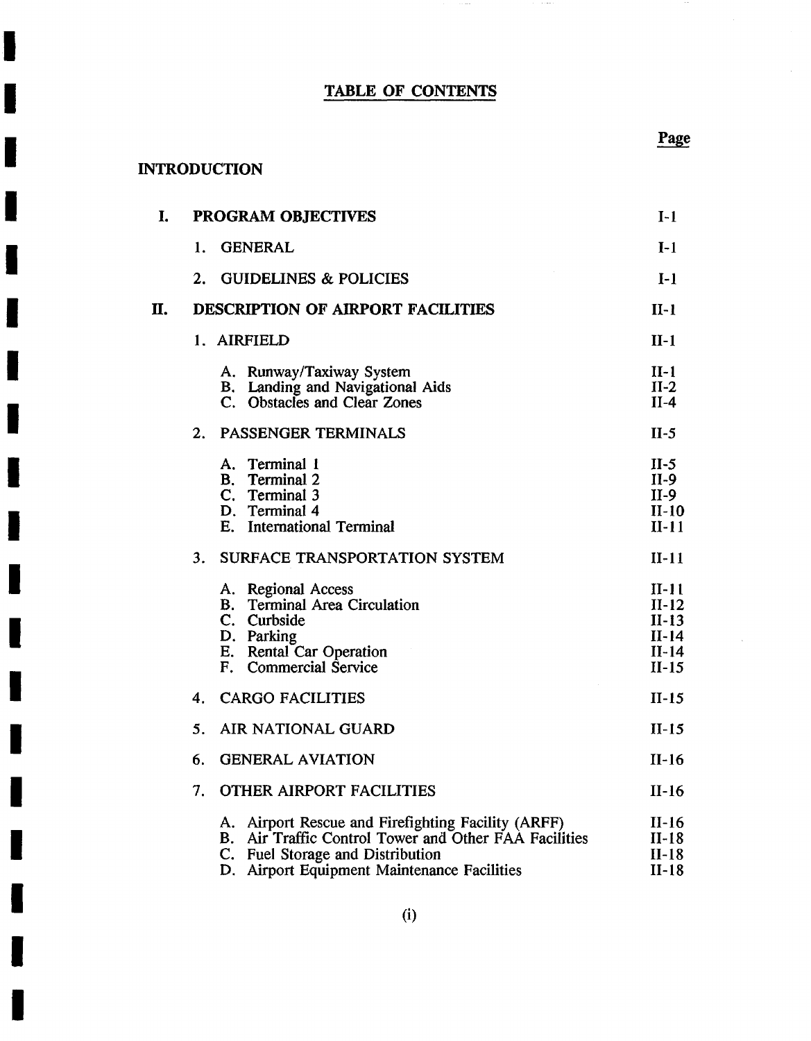# TABLE OF CONTENTS

| | Page |
|---|---|
| INTRODUCTION | |
| I. PROGRAM OBJECTIVES | I-1 |
| 1. GENERAL | I-1 |
| 2. GUIDELINES & POLICIES | I-1 |
| II. DESCRIPTION OF AIRPORT FACILITIES | II-1 |
| 1. AIRFIELD | II-1 |
| A. Runway/Taxiway System | II-1 |
| B. Landing and Navigational Aids | II-2 |
| C. Obstacles and Clear Zones | II-4 |
| 2. PASSENGER TERMINALS | II-5 |
| A. Terminal 1 | II-5 |
| B. Terminal 2 | II-9 |
| C. Terminal 3 | II-9 |
| D. Terminal 4 | II-10 |
| E. International Terminal | II-11 |
| 3. SURFACE TRANSPORTATION SYSTEM | II-11 |
| A. Regional Access | II-11 |
| B. Terminal Area Circulation | II-12 |
| C. Curbside | II-13 |
| D. Parking | II-14 |
| E. Rental Car Operation | II-14 |
| F. Commercial Service | II-15 |
| 4. CARGO FACILITIES | II-15 |
| 5. AIR NATIONAL GUARD | II-15 |
| 6. GENERAL AVIATION | II-16 |
| 7. OTHER AIRPORT FACILITIES | II-16 |
| A. Airport Rescue and Firefighting Facility (ARFF) | II-16 |
| B. Air Traffic Control Tower and Other FAA Facilities | II-18 |
| C. Fuel Storage and Distribution | II-18 |
| D. Airport Equipment Maintenance Facilities | II-18 |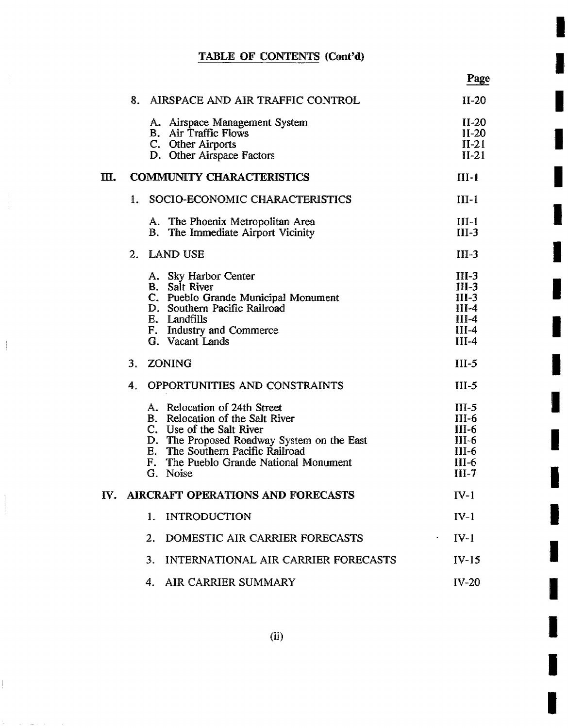## TABLE OF CONTENTS (Cont'd)

| | | Page |
|---|---|---|
| | 8. AIRSPACE AND AIR TRAFFIC CONTROL | II-20 |
| | A. Airspace Management System | II-20 |
| | B. Air Traffic Flows | II-20 |
| | C. Other Airports | II-21 |
| | D. Other Airspace Factors | II-21 |
| III. | COMMUNITY CHARACTERISTICS | III-1 |
| | 1. SOCIO-ECONOMIC CHARACTERISTICS | III-1 |
| | A. The Phoenix Metropolitan Area | III-1 |
| | B. The Immediate Airport Vicinity | III-3 |
| | 2. LAND USE | III-3 |
| | A. Sky Harbor Center | III-3 |
| | B. Salt River | III-3 |
| | C. Pueblo Grande Municipal Monument | III-3 |
| | D. Southern Pacific Railroad | III-4 |
| | E. Landfills | III-4 |
| | F. Industry and Commerce | III-4 |
| | G. Vacant Lands | III-4 |
| | 3. ZONING | III-5 |
| | 4. OPPORTUNITIES AND CONSTRAINTS | III-5 |
| | A. Relocation of 24th Street | III-5 |
| | B. Relocation of the Salt River | III-6 |
| | C. Use of the Salt River | III-6 |
| | D. The Proposed Roadway System on the East | III-6 |
| | E. The Southern Pacific Railroad | III-6 |
| | F. The Pueblo Grande National Monument | III-6 |
| | G. Noise | III-7 |
| IV. | AIRCRAFT OPERATIONS AND FORECASTS | IV-1 |
| | 1. INTRODUCTION | IV-1 |
| | 2. DOMESTIC AIR CARRIER FORECASTS | IV-1 |
| | 3. INTERNATIONAL AIR CARRIER FORECASTS | IV-15 |
| | 4. AIR CARRIER SUMMARY | IV-20 |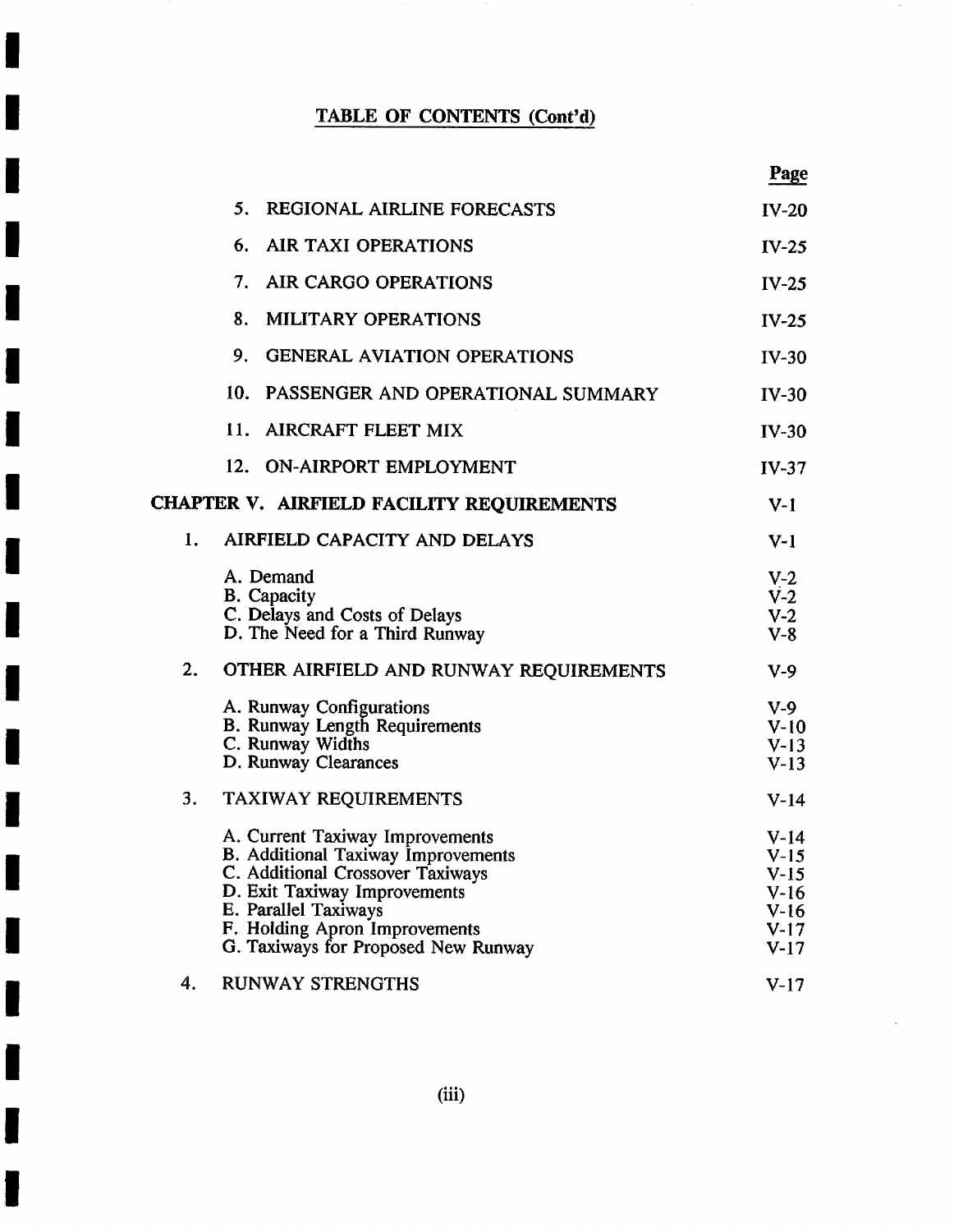## TABLE OF CONTENTS (Cont'd)

| | Page |
|---|---|
| 5. REGIONAL AIRLINE FORECASTS | IV-20 |
| 6. AIR TAXI OPERATIONS | IV-25 |
| 7. AIR CARGO OPERATIONS | IV-25 |
| 8. MILITARY OPERATIONS | IV-25 |
| 9. GENERAL AVIATION OPERATIONS | IV-30 |
| 10. PASSENGER AND OPERATIONAL SUMMARY | IV-30 |
| 11. AIRCRAFT FLEET MIX | IV-30 |
| 12. ON-AIRPORT EMPLOYMENT | IV-37 |
| **CHAPTER V. AIRFIELD FACILITY REQUIREMENTS** | V-1 |
| 1. AIRFIELD CAPACITY AND DELAYS | V-1 |
| A. Demand | V-2 |
| B. Capacity | V-2 |
| C. Delays and Costs of Delays | V-2 |
| D. The Need for a Third Runway | V-8 |
| 2. OTHER AIRFIELD AND RUNWAY REQUIREMENTS | V-9 |
| A. Runway Configurations | V-9 |
| B. Runway Length Requirements | V-10 |
| C. Runway Widths | V-13 |
| D. Runway Clearances | V-13 |
| 3. TAXIWAY REQUIREMENTS | V-14 |
| A. Current Taxiway Improvements | V-14 |
| B. Additional Taxiway Improvements | V-15 |
| C. Additional Crossover Taxiways | V-15 |
| D. Exit Taxiway Improvements | V-16 |
| E. Parallel Taxiways | V-16 |
| F. Holding Apron Improvements | V-17 |
| G. Taxiways for Proposed New Runway | V-17 |
| 4. RUNWAY STRENGTHS | V-17 |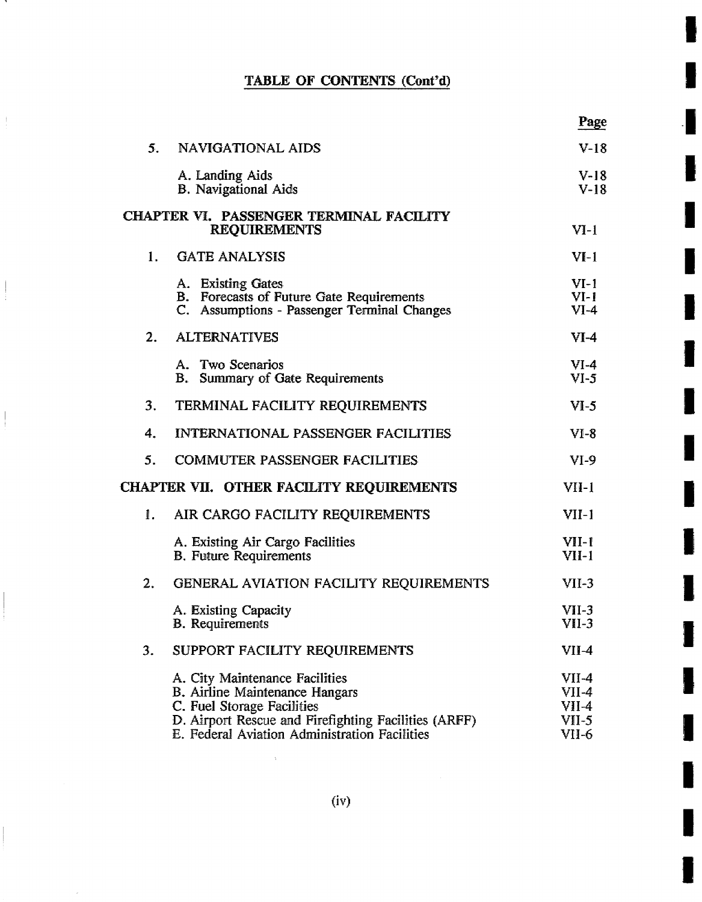## TABLE OF CONTENTS (Cont'd)

| | | Page |
|---|---|---|
| 5. | NAVIGATIONAL AIDS | V-18 |
| | A. Landing Aids | V-18 |
| | B. Navigational Aids | V-18 |
| **CHAPTER VI. PASSENGER TERMINAL FACILITY REQUIREMENTS** | | VI-1 |
| 1. | GATE ANALYSIS | VI-1 |
| | A. Existing Gates | VI-1 |
| | B. Forecasts of Future Gate Requirements | VI-1 |
| | C. Assumptions - Passenger Terminal Changes | VI-4 |
| 2. | ALTERNATIVES | VI-4 |
| | A. Two Scenarios | VI-4 |
| | B. Summary of Gate Requirements | VI-5 |
| 3. | TERMINAL FACILITY REQUIREMENTS | VI-5 |
| 4. | INTERNATIONAL PASSENGER FACILITIES | VI-8 |
| 5. | COMMUTER PASSENGER FACILITIES | VI-9 |
| **CHAPTER VII. OTHER FACILITY REQUIREMENTS** | | VII-1 |
| 1. | AIR CARGO FACILITY REQUIREMENTS | VII-1 |
| | A. Existing Air Cargo Facilities | VII-1 |
| | B. Future Requirements | VII-1 |
| 2. | GENERAL AVIATION FACILITY REQUIREMENTS | VII-3 |
| | A. Existing Capacity | VII-3 |
| | B. Requirements | VII-3 |
| 3. | SUPPORT FACILITY REQUIREMENTS | VII-4 |
| | A. City Maintenance Facilities | VII-4 |
| | B. Airline Maintenance Hangars | VII-4 |
| | C. Fuel Storage Facilities | VII-4 |
| | D. Airport Rescue and Firefighting Facilities (ARFF) | VII-5 |
| | E. Federal Aviation Administration Facilities | VII-6 |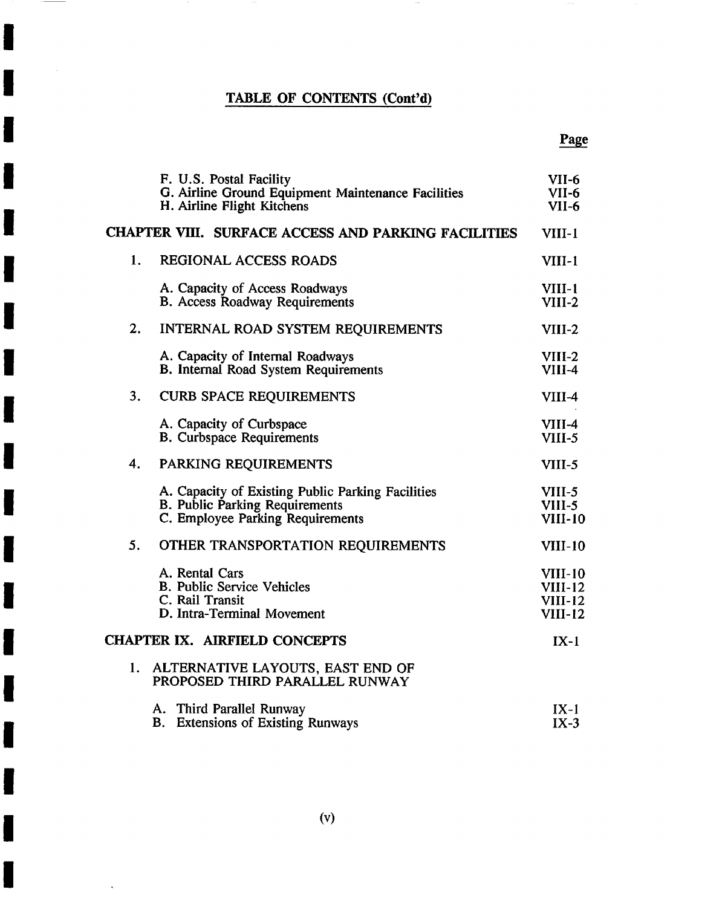## TABLE OF CONTENTS (Cont'd)

| | Page |
|---|---|
| F. U.S. Postal Facility | VII-6 |
| G. Airline Ground Equipment Maintenance Facilities | VII-6 |
| H. Airline Flight Kitchens | VII-6 |
| **CHAPTER VIII. SURFACE ACCESS AND PARKING FACILITIES** | VIII-1 |
| 1. REGIONAL ACCESS ROADS | VIII-1 |
| A. Capacity of Access Roadways | VIII-1 |
| B. Access Roadway Requirements | VIII-2 |
| 2. INTERNAL ROAD SYSTEM REQUIREMENTS | VIII-2 |
| A. Capacity of Internal Roadways | VIII-2 |
| B. Internal Road System Requirements | VIII-4 |
| 3. CURB SPACE REQUIREMENTS | VIII-4 |
| A. Capacity of Curbspace | VIII-4 |
| B. Curbspace Requirements | VIII-5 |
| 4. PARKING REQUIREMENTS | VIII-5 |
| A. Capacity of Existing Public Parking Facilities | VIII-5 |
| B. Public Parking Requirements | VIII-5 |
| C. Employee Parking Requirements | VIII-10 |
| 5. OTHER TRANSPORTATION REQUIREMENTS | VIII-10 |
| A. Rental Cars | VIII-10 |
| B. Public Service Vehicles | VIII-12 |
| C. Rail Transit | VIII-12 |
| D. Intra-Terminal Movement | VIII-12 |
| **CHAPTER IX. AIRFIELD CONCEPTS** | IX-1 |
| 1. ALTERNATIVE LAYOUTS, EAST END OF PROPOSED THIRD PARALLEL RUNWAY | |
| A. Third Parallel Runway | IX-1 |
| B. Extensions of Existing Runways | IX-3 |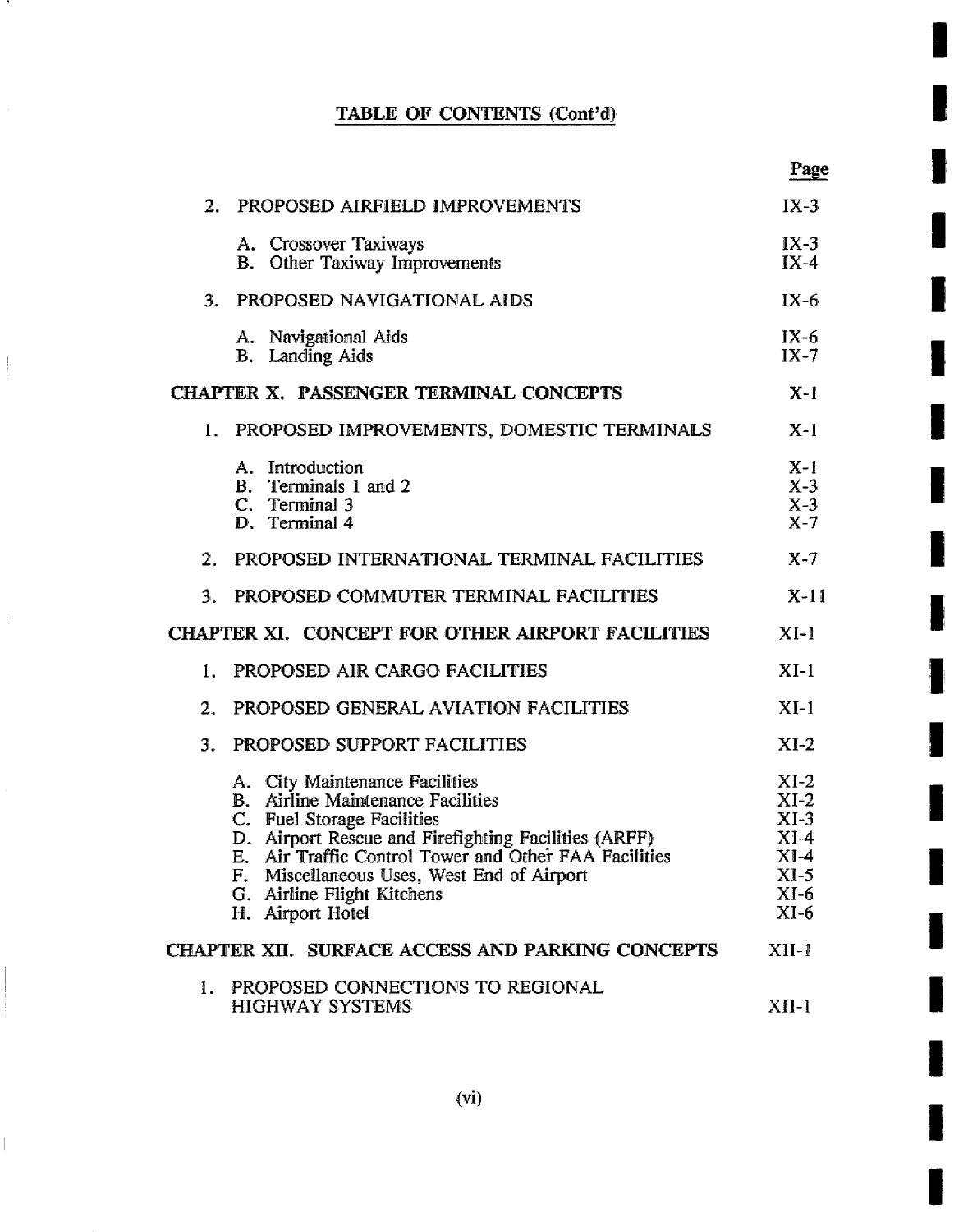## TABLE OF CONTENTS (Cont'd)

| | Page |
|---|---|
| 2. PROPOSED AIRFIELD IMPROVEMENTS | IX-3 |
| A. Crossover Taxiways | IX-3 |
| B. Other Taxiway Improvements | IX-4 |
| 3. PROPOSED NAVIGATIONAL AIDS | IX-6 |
| A. Navigational Aids | IX-6 |
| B. Landing Aids | IX-7 |
| **CHAPTER X. PASSENGER TERMINAL CONCEPTS** | X-1 |
| 1. PROPOSED IMPROVEMENTS, DOMESTIC TERMINALS | X-1 |
| A. Introduction | X-1 |
| B. Terminals 1 and 2 | X-3 |
| C. Terminal 3 | X-3 |
| D. Terminal 4 | X-7 |
| 2. PROPOSED INTERNATIONAL TERMINAL FACILITIES | X-7 |
| 3. PROPOSED COMMUTER TERMINAL FACILITIES | X-11 |
| **CHAPTER XI. CONCEPT FOR OTHER AIRPORT FACILITIES** | XI-1 |
| 1. PROPOSED AIR CARGO FACILITIES | XI-1 |
| 2. PROPOSED GENERAL AVIATION FACILITIES | XI-1 |
| 3. PROPOSED SUPPORT FACILITIES | XI-2 |
| A. City Maintenance Facilities | XI-2 |
| B. Airline Maintenance Facilities | XI-2 |
| C. Fuel Storage Facilities | XI-3 |
| D. Airport Rescue and Firefighting Facilities (ARFF) | XI-4 |
| E. Air Traffic Control Tower and Other FAA Facilities | XI-4 |
| F. Miscellaneous Uses, West End of Airport | XI-5 |
| G. Airline Flight Kitchens | XI-6 |
| H. Airport Hotel | XI-6 |
| **CHAPTER XII. SURFACE ACCESS AND PARKING CONCEPTS** | XII-1 |
| 1. PROPOSED CONNECTIONS TO REGIONAL HIGHWAY SYSTEMS | XII-1 |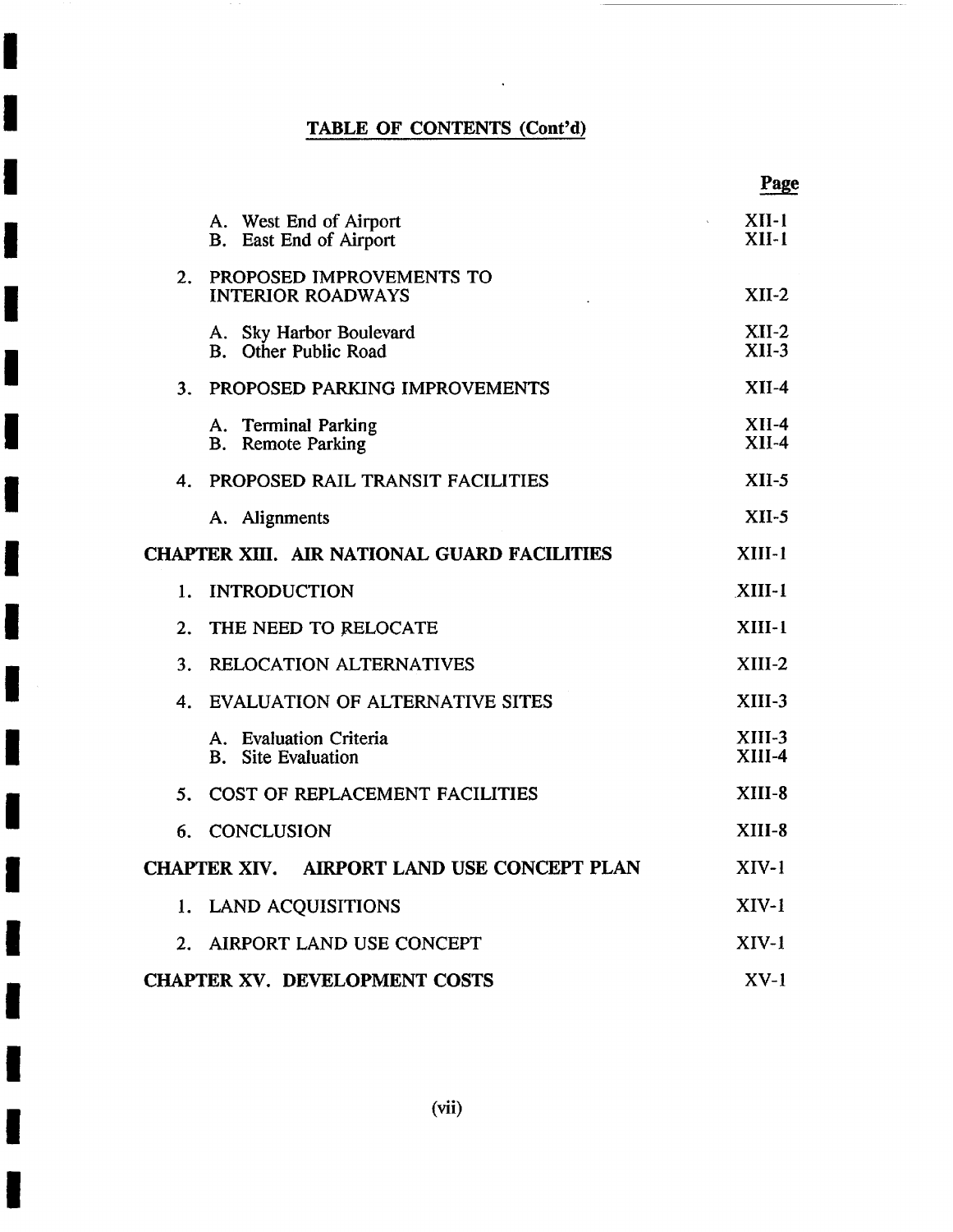## TABLE OF CONTENTS (Cont'd)

| | Page |
|---|---|
| A. West End of Airport | XII-1 |
| B. East End of Airport | XII-1 |
| 2. PROPOSED IMPROVEMENTS TO INTERIOR ROADWAYS | XII-2 |
| A. Sky Harbor Boulevard | XII-2 |
| B. Other Public Road | XII-3 |
| 3. PROPOSED PARKING IMPROVEMENTS | XII-4 |
| A. Terminal Parking | XII-4 |
| B. Remote Parking | XII-4 |
| 4. PROPOSED RAIL TRANSIT FACILITIES | XII-5 |
| A. Alignments | XII-5 |
| **CHAPTER XIII. AIR NATIONAL GUARD FACILITIES** | XIII-1 |
| 1. INTRODUCTION | XIII-1 |
| 2. THE NEED TO RELOCATE | XIII-1 |
| 3. RELOCATION ALTERNATIVES | XIII-2 |
| 4. EVALUATION OF ALTERNATIVE SITES | XIII-3 |
| A. Evaluation Criteria | XIII-3 |
| B. Site Evaluation | XIII-4 |
| 5. COST OF REPLACEMENT FACILITIES | XIII-8 |
| 6. CONCLUSION | XIII-8 |
| **CHAPTER XIV. AIRPORT LAND USE CONCEPT PLAN** | XIV-1 |
| 1. LAND ACQUISITIONS | XIV-1 |
| 2. AIRPORT LAND USE CONCEPT | XIV-1 |
| **CHAPTER XV. DEVELOPMENT COSTS** | XV-1 |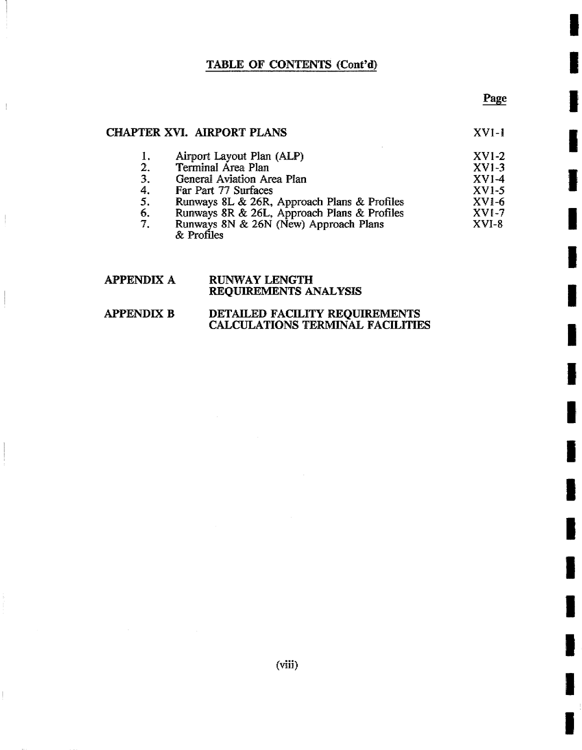## TABLE OF CONTENTS (Cont'd)

| | | Page |
|---|---|---|
| **CHAPTER XVI. AIRPORT PLANS** | | XV1-1 |
| 1. | Airport Layout Plan (ALP) | XV1-2 |
| 2. | Terminal Area Plan | XV1-3 |
| 3. | General Aviation Area Plan | XV1-4 |
| 4. | Far Part 77 Surfaces | XV1-5 |
| 5. | Runways 8L & 26R, Approach Plans & Profiles | XVI-6 |
| 6. | Runways 8R & 26L, Approach Plans & Profiles | XVI-7 |
| 7. | Runways 8N & 26N (New) Approach Plans & Profiles | XVI-8 |

**APPENDIX A** **RUNWAY LENGTH REQUIREMENTS ANALYSIS**

**APPENDIX B** **DETAILED FACILITY REQUIREMENTS CALCULATIONS TERMINAL FACILITIES**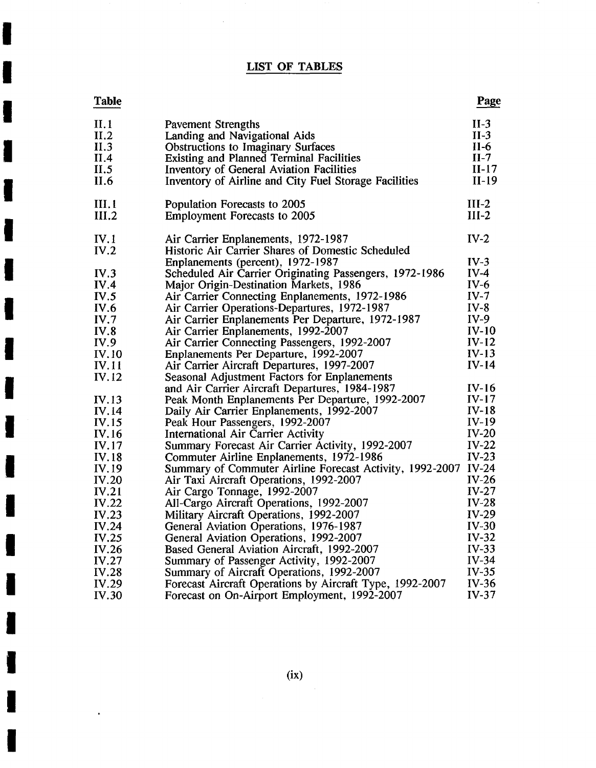## LIST OF TABLES

| Table | | Page |
|---|---|---|
| II.1 | Pavement Strengths | II-3 |
| II.2 | Landing and Navigational Aids | II-3 |
| II.3 | Obstructions to Imaginary Surfaces | II-6 |
| II.4 | Existing and Planned Terminal Facilities | II-7 |
| II.5 | Inventory of General Aviation Facilities | II-17 |
| II.6 | Inventory of Airline and City Fuel Storage Facilities | II-19 |
| III.1 | Population Forecasts to 2005 | III-2 |
| III.2 | Employment Forecasts to 2005 | III-2 |
| IV.1 | Air Carrier Enplanements, 1972-1987 | IV-2 |
| IV.2 | Historic Air Carrier Shares of Domestic Scheduled Enplanements (percent), 1972-1987 | IV-3 |
| IV.3 | Scheduled Air Carrier Originating Passengers, 1972-1986 | IV-4 |
| IV.4 | Major Origin-Destination Markets, 1986 | IV-6 |
| IV.5 | Air Carrier Connecting Enplanements, 1972-1986 | IV-7 |
| IV.6 | Air Carrier Operations-Departures, 1972-1987 | IV-8 |
| IV.7 | Air Carrier Enplanements Per Departure, 1972-1987 | IV-9 |
| IV.8 | Air Carrier Enplanements, 1992-2007 | IV-10 |
| IV.9 | Air Carrier Connecting Passengers, 1992-2007 | IV-12 |
| IV.10 | Enplanements Per Departure, 1992-2007 | IV-13 |
| IV.11 | Air Carrier Aircraft Departures, 1997-2007 | IV-14 |
| IV.12 | Seasonal Adjustment Factors for Enplanements and Air Carrier Aircraft Departures, 1984-1987 | IV-16 |
| IV.13 | Peak Month Enplanements Per Departure, 1992-2007 | IV-17 |
| IV.14 | Daily Air Carrier Enplanements, 1992-2007 | IV-18 |
| IV.15 | Peak Hour Passengers, 1992-2007 | IV-19 |
| IV.16 | International Air Carrier Activity | IV-20 |
| IV.17 | Summary Forecast Air Carrier Activity, 1992-2007 | IV-22 |
| IV.18 | Commuter Airline Enplanements, 1972-1986 | IV-23 |
| IV.19 | Summary of Commuter Airline Forecast Activity, 1992-2007 | IV-24 |
| IV.20 | Air Taxi Aircraft Operations, 1992-2007 | IV-26 |
| IV.21 | Air Cargo Tonnage, 1992-2007 | IV-27 |
| IV.22 | All-Cargo Aircraft Operations, 1992-2007 | IV-28 |
| IV.23 | Military Aircraft Operations, 1992-2007 | IV-29 |
| IV.24 | General Aviation Operations, 1976-1987 | IV-30 |
| IV.25 | General Aviation Operations, 1992-2007 | IV-32 |
| IV.26 | Based General Aviation Aircraft, 1992-2007 | IV-33 |
| IV.27 | Summary of Passenger Activity, 1992-2007 | IV-34 |
| IV.28 | Summary of Aircraft Operations, 1992-2007 | IV-35 |
| IV.29 | Forecast Aircraft Operations by Aircraft Type, 1992-2007 | IV-36 |
| IV.30 | Forecast on On-Airport Employment, 1992-2007 | IV-37 |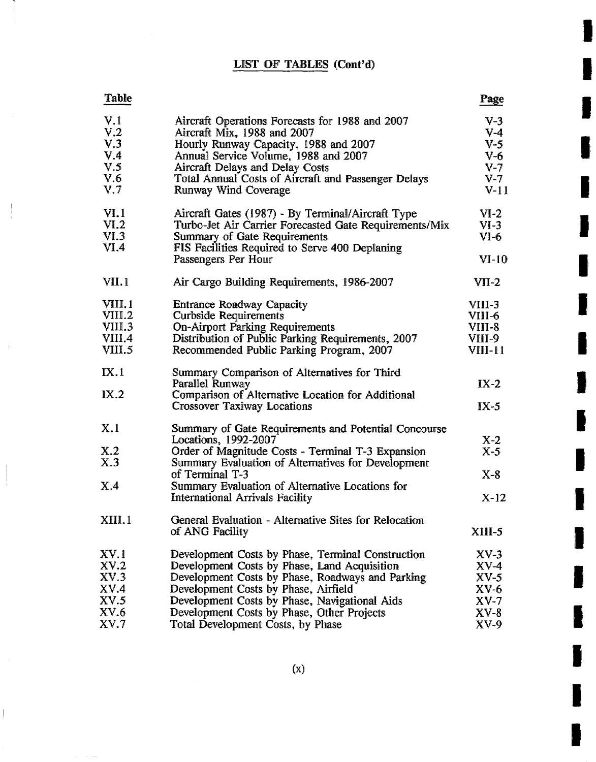## LIST OF TABLES (Cont'd)

| Table | | Page |
|---|---|---|
| V.1 | Aircraft Operations Forecasts for 1988 and 2007 | V-3 |
| V.2 | Aircraft Mix, 1988 and 2007 | V-4 |
| V.3 | Hourly Runway Capacity, 1988 and 2007 | V-5 |
| V.4 | Annual Service Volume, 1988 and 2007 | V-6 |
| V.5 | Aircraft Delays and Delay Costs | V-7 |
| V.6 | Total Annual Costs of Aircraft and Passenger Delays | V-7 |
| V.7 | Runway Wind Coverage | V-11 |
| VI.1 | Aircraft Gates (1987) - By Terminal/Aircraft Type | VI-2 |
| VI.2 | Turbo-Jet Air Carrier Forecasted Gate Requirements/Mix | VI-3 |
| VI.3 | Summary of Gate Requirements | VI-6 |
| VI.4 | FIS Facilities Required to Serve 400 Deplaning Passengers Per Hour | VI-10 |
| VII.1 | Air Cargo Building Requirements, 1986-2007 | VII-2 |
| VIII.1 | Entrance Roadway Capacity | VIII-3 |
| VIII.2 | Curbside Requirements | VIII-6 |
| VIII.3 | On-Airport Parking Requirements | VIII-8 |
| VIII.4 | Distribution of Public Parking Requirements, 2007 | VIII-9 |
| VIII.5 | Recommended Public Parking Program, 2007 | VIII-11 |
| IX.1 | Summary Comparison of Alternatives for Third Parallel Runway | IX-2 |
| IX.2 | Comparison of Alternative Location for Additional Crossover Taxiway Locations | IX-5 |
| X.1 | Summary of Gate Requirements and Potential Concourse Locations, 1992-2007 | X-2 |
| X.2 | Order of Magnitude Costs - Terminal T-3 Expansion | X-5 |
| X.3 | Summary Evaluation of Alternatives for Development of Terminal T-3 | X-8 |
| X.4 | Summary Evaluation of Alternative Locations for International Arrivals Facility | X-12 |
| XIII.1 | General Evaluation - Alternative Sites for Relocation of ANG Facility | XIII-5 |
| XV.1 | Development Costs by Phase, Terminal Construction | XV-3 |
| XV.2 | Development Costs by Phase, Land Acquisition | XV-4 |
| XV.3 | Development Costs by Phase, Roadways and Parking | XV-5 |
| XV.4 | Development Costs by Phase, Airfield | XV-6 |
| XV.5 | Development Costs by Phase, Navigational Aids | XV-7 |
| XV.6 | Development Costs by Phase, Other Projects | XV-8 |
| XV.7 | Total Development Costs, by Phase | XV-9 |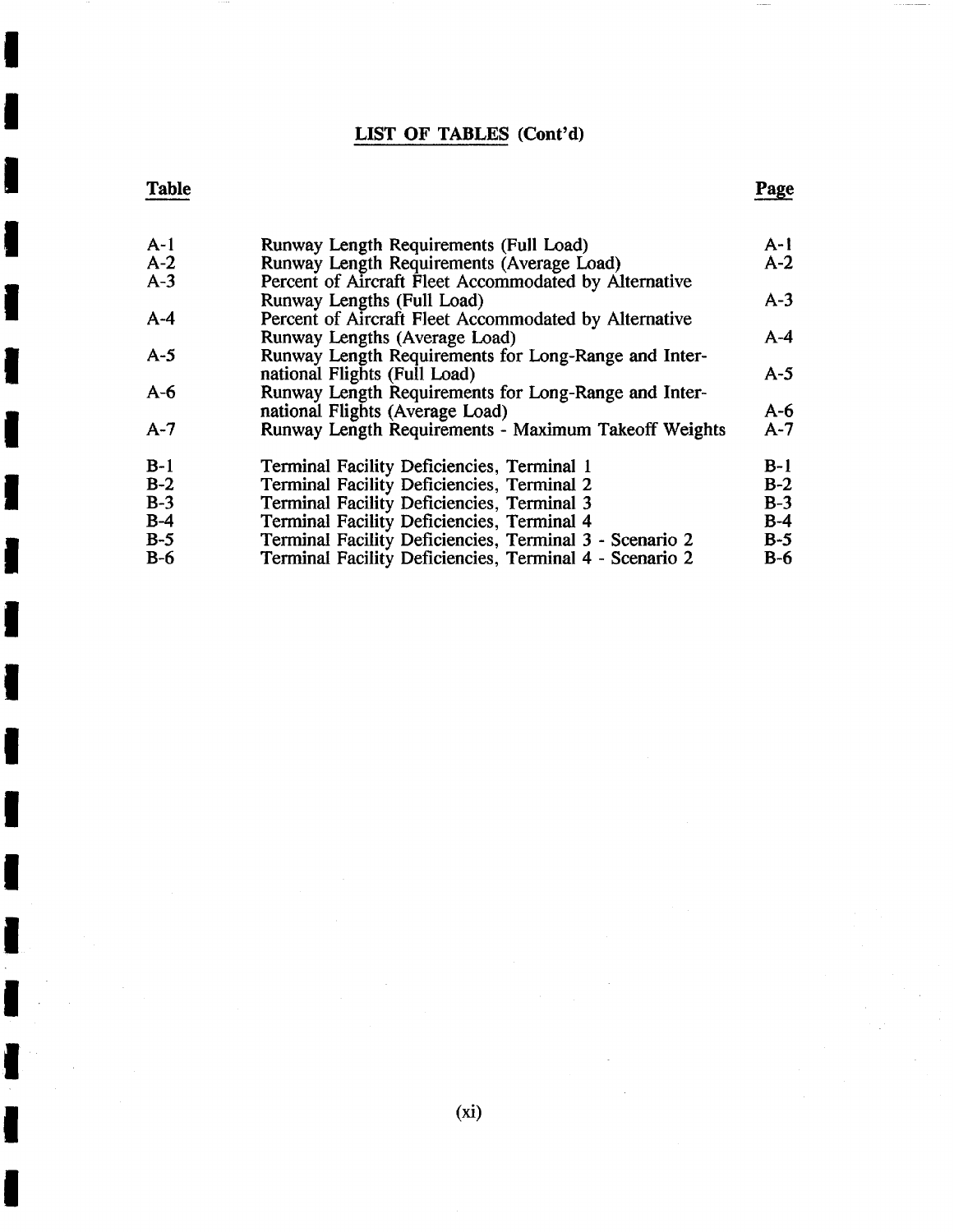## LIST OF TABLES (Cont'd)

| Table | | Page |
|---|---|---|
| A-1 | Runway Length Requirements (Full Load) | A-1 |
| A-2 | Runway Length Requirements (Average Load) | A-2 |
| A-3 | Percent of Aircraft Fleet Accommodated by Alternative Runway Lengths (Full Load) | A-3 |
| A-4 | Percent of Aircraft Fleet Accommodated by Alternative Runway Lengths (Average Load) | A-4 |
| A-5 | Runway Length Requirements for Long-Range and International Flights (Full Load) | A-5 |
| A-6 | Runway Length Requirements for Long-Range and International Flights (Average Load) | A-6 |
| A-7 | Runway Length Requirements - Maximum Takeoff Weights | A-7 |
| B-1 | Terminal Facility Deficiencies, Terminal 1 | B-1 |
| B-2 | Terminal Facility Deficiencies, Terminal 2 | B-2 |
| B-3 | Terminal Facility Deficiencies, Terminal 3 | B-3 |
| B-4 | Terminal Facility Deficiencies, Terminal 4 | B-4 |
| B-5 | Terminal Facility Deficiencies, Terminal 3 - Scenario 2 | B-5 |
| B-6 | Terminal Facility Deficiencies, Terminal 4 - Scenario 2 | B-6 |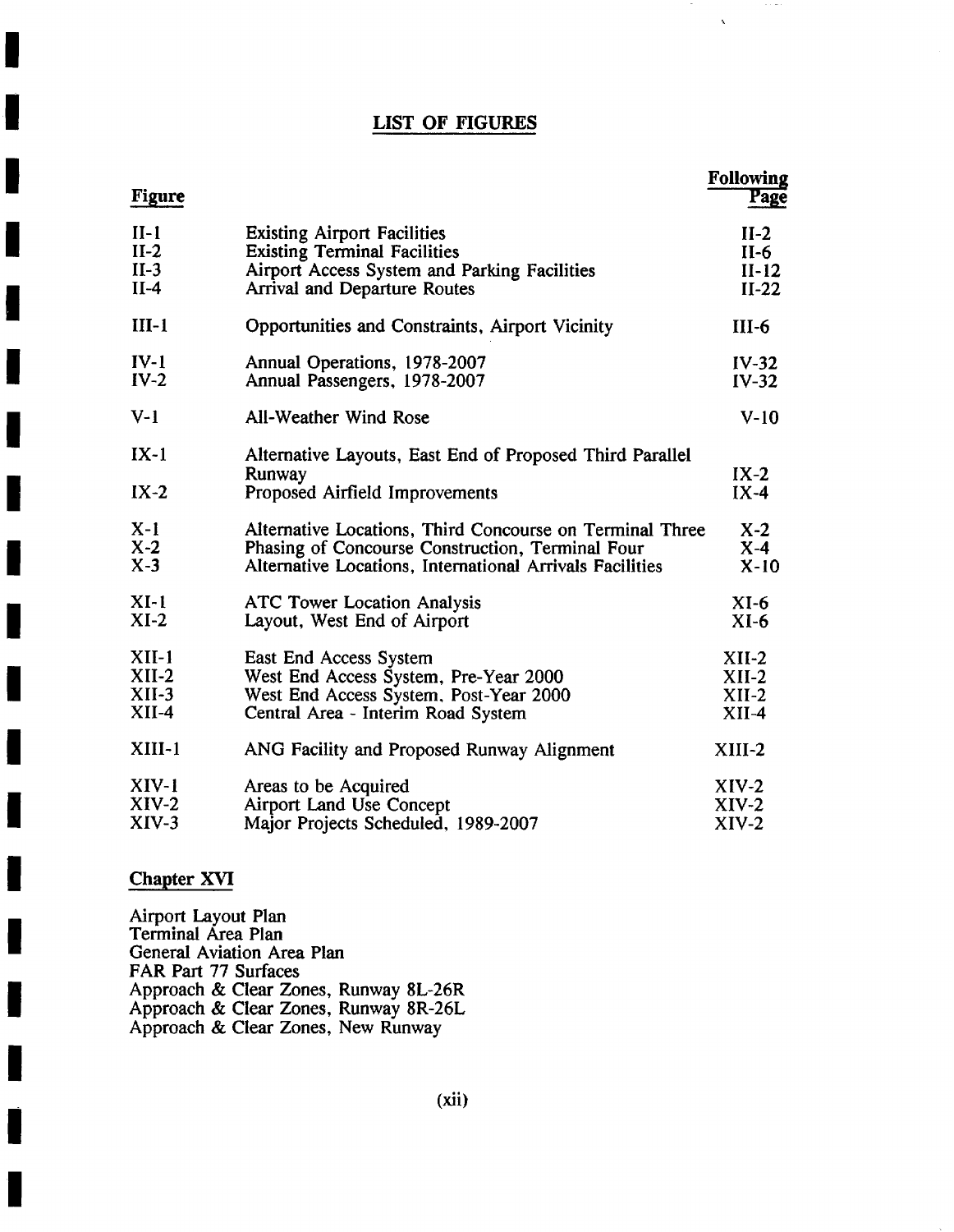## LIST OF FIGURES

| Figure | | Following Page |
|---|---|---|
| II-1 | Existing Airport Facilities | II-2 |
| II-2 | Existing Terminal Facilities | II-6 |
| II-3 | Airport Access System and Parking Facilities | II-12 |
| II-4 | Arrival and Departure Routes | II-22 |
| III-1 | Opportunities and Constraints, Airport Vicinity | III-6 |
| IV-1 | Annual Operations, 1978-2007 | IV-32 |
| IV-2 | Annual Passengers, 1978-2007 | IV-32 |
| V-1 | All-Weather Wind Rose | V-10 |
| IX-1 | Alternative Layouts, East End of Proposed Third Parallel Runway | IX-2 |
| IX-2 | Proposed Airfield Improvements | IX-4 |
| X-1 | Alternative Locations, Third Concourse on Terminal Three | X-2 |
| X-2 | Phasing of Concourse Construction, Terminal Four | X-4 |
| X-3 | Alternative Locations, International Arrivals Facilities | X-10 |
| XI-1 | ATC Tower Location Analysis | XI-6 |
| XI-2 | Layout, West End of Airport | XI-6 |
| XII-1 | East End Access System | XII-2 |
| XII-2 | West End Access System, Pre-Year 2000 | XII-2 |
| XII-3 | West End Access System, Post-Year 2000 | XII-2 |
| XII-4 | Central Area - Interim Road System | XII-4 |
| XIII-1 | ANG Facility and Proposed Runway Alignment | XIII-2 |
| XIV-1 | Areas to be Acquired | XIV-2 |
| XIV-2 | Airport Land Use Concept | XIV-2 |
| XIV-3 | Major Projects Scheduled, 1989-2007 | XIV-2 |

### Chapter XVI

Airport Layout Plan
Terminal Area Plan
General Aviation Area Plan
FAR Part 77 Surfaces
Approach & Clear Zones, Runway 8L-26R
Approach & Clear Zones, Runway 8R-26L
Approach & Clear Zones, New Runway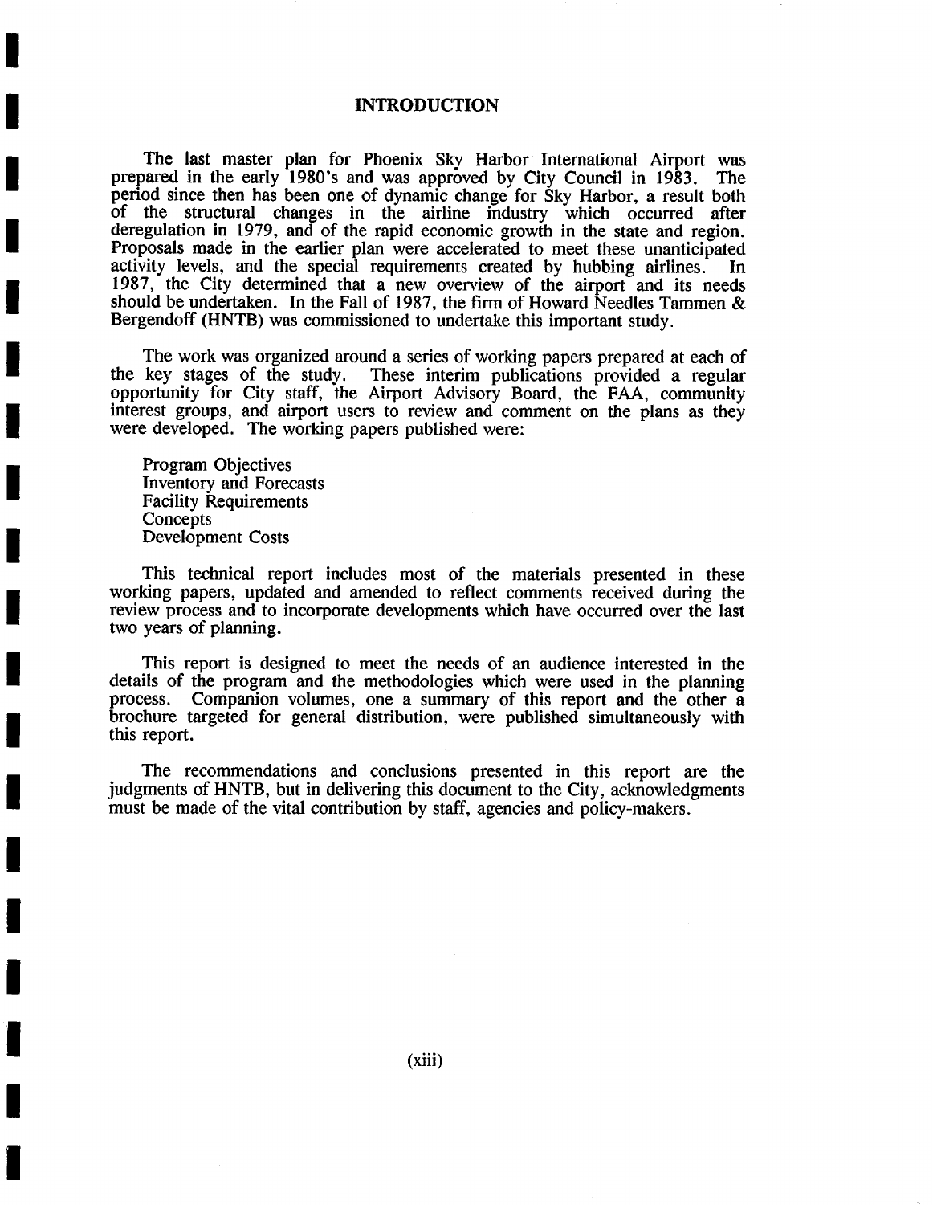# INTRODUCTION

The last master plan for Phoenix Sky Harbor International Airport was prepared in the early 1980's and was approved by City Council in 1983. The period since then has been one of dynamic change for Sky Harbor, a result both of the structural changes in the airline industry which occurred after deregulation in 1979, and of the rapid economic growth in the state and region. Proposals made in the earlier plan were accelerated to meet these unanticipated activity levels, and the special requirements created by hubbing airlines. In 1987, the City determined that a new overview of the airport and its needs should be undertaken. In the Fall of 1987, the firm of Howard Needles Tammen & Bergendoff (HNTB) was commissioned to undertake this important study.

The work was organized around a series of working papers prepared at each of the key stages of the study. These interim publications provided a regular opportunity for City staff, the Airport Advisory Board, the FAA, community interest groups, and airport users to review and comment on the plans as they were developed. The working papers published were:

Program Objectives
Inventory and Forecasts
Facility Requirements
Concepts
Development Costs

This technical report includes most of the materials presented in these working papers, updated and amended to reflect comments received during the review process and to incorporate developments which have occurred over the last two years of planning.

This report is designed to meet the needs of an audience interested in the details of the program and the methodologies which were used in the planning process. Companion volumes, one a summary of this report and the other a brochure targeted for general distribution, were published simultaneously with this report.

The recommendations and conclusions presented in this report are the judgments of HNTB, but in delivering this document to the City, acknowledgments must be made of the vital contribution by staff, agencies and policy-makers.